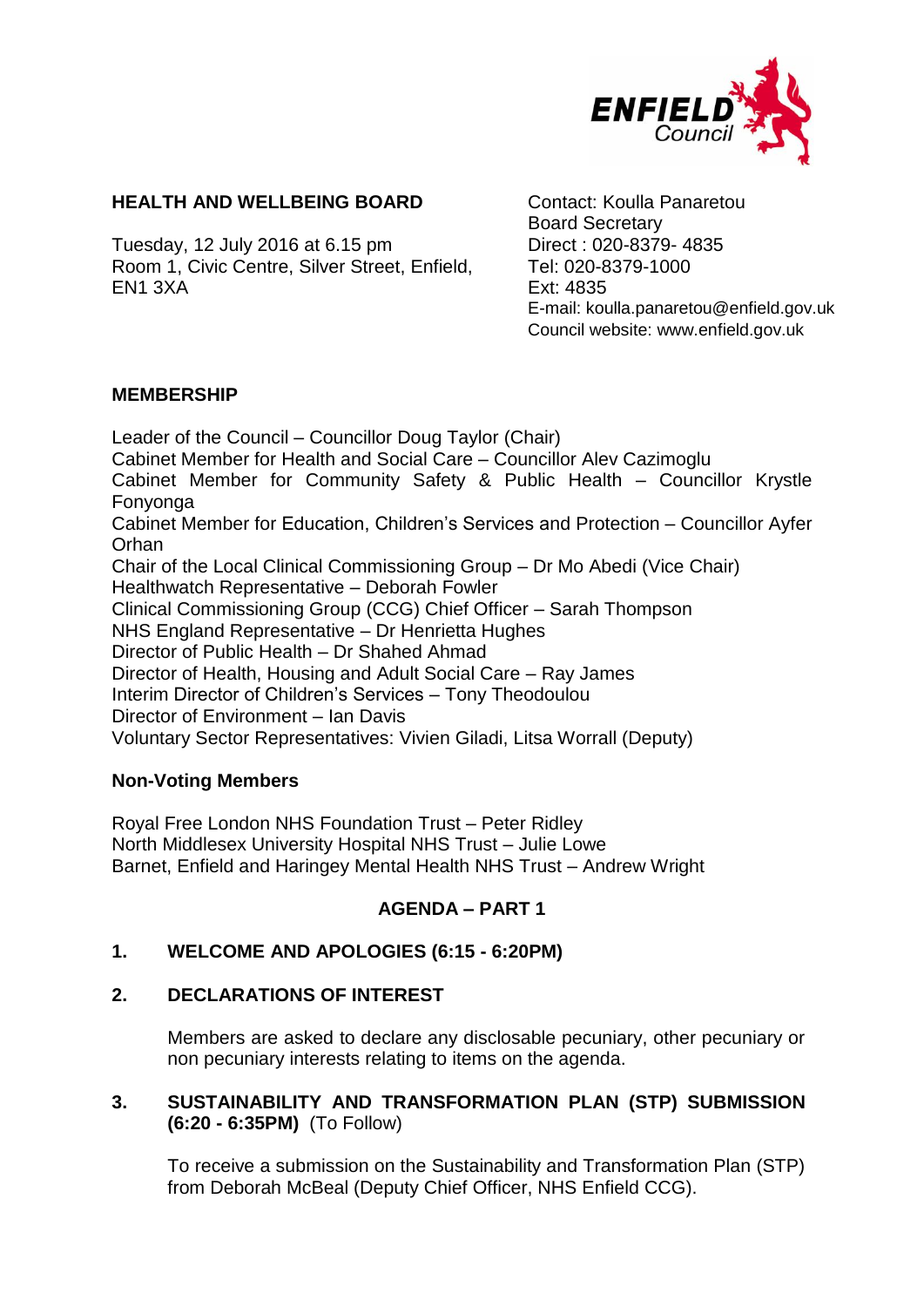ENFIELD Council

## HEALTH AND WELLBEING BOARD

Tuesday, 12 July 2016 at 6.15 pm
Room 1, Civic Centre, Silver Street, Enfield, EN1 3XA

Contact: Koulla Panaretou
Board Secretary
Direct : 020-8379- 4835
Tel: 020-8379-1000
Ext: 4835
E-mail: koulla.panaretou@enfield.gov.uk
Council website: www.enfield.gov.uk

## MEMBERSHIP

Leader of the Council – Councillor Doug Taylor (Chair)
Cabinet Member for Health and Social Care – Councillor Alev Cazimoglu
Cabinet Member for Community Safety & Public Health – Councillor Krystle Fonyonga
Cabinet Member for Education, Children's Services and Protection – Councillor Ayfer Orhan
Chair of the Local Clinical Commissioning Group – Dr Mo Abedi (Vice Chair)
Healthwatch Representative – Deborah Fowler
Clinical Commissioning Group (CCG) Chief Officer – Sarah Thompson
NHS England Representative – Dr Henrietta Hughes
Director of Public Health – Dr Shahed Ahmad
Director of Health, Housing and Adult Social Care – Ray James
Interim Director of Children's Services – Tony Theodoulou
Director of Environment – Ian Davis
Voluntary Sector Representatives: Vivien Giladi, Litsa Worrall (Deputy)

### Non-Voting Members

Royal Free London NHS Foundation Trust – Peter Ridley
North Middlesex University Hospital NHS Trust – Julie Lowe
Barnet, Enfield and Haringey Mental Health NHS Trust – Andrew Wright

## AGENDA – PART 1

**1. WELCOME AND APOLOGIES (6:15 - 6:20PM)**

**2. DECLARATIONS OF INTEREST**

Members are asked to declare any disclosable pecuniary, other pecuniary or non pecuniary interests relating to items on the agenda.

**3. SUSTAINABILITY AND TRANSFORMATION PLAN (STP) SUBMISSION (6:20 - 6:35PM)** (To Follow)

To receive a submission on the Sustainability and Transformation Plan (STP) from Deborah McBeal (Deputy Chief Officer, NHS Enfield CCG).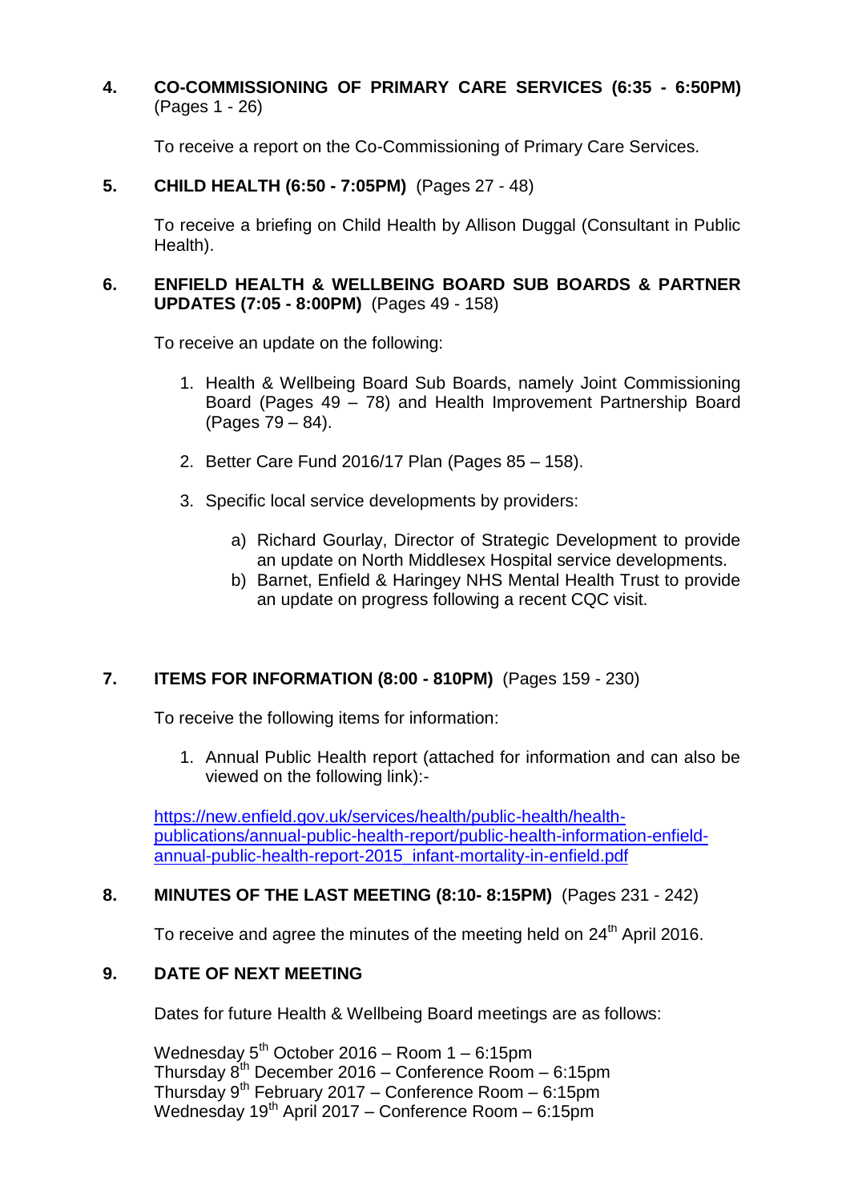**4. CO-COMMISSIONING OF PRIMARY CARE SERVICES (6:35 - 6:50PM)** (Pages 1 - 26)

To receive a report on the Co-Commissioning of Primary Care Services.

**5. CHILD HEALTH (6:50 - 7:05PM)** (Pages 27 - 48)

To receive a briefing on Child Health by Allison Duggal (Consultant in Public Health).

**6. ENFIELD HEALTH & WELLBEING BOARD SUB BOARDS & PARTNER UPDATES (7:05 - 8:00PM)** (Pages 49 - 158)

To receive an update on the following:

1. Health & Wellbeing Board Sub Boards, namely Joint Commissioning Board (Pages 49 – 78) and Health Improvement Partnership Board (Pages 79 – 84).

2. Better Care Fund 2016/17 Plan (Pages 85 – 158).

3. Specific local service developments by providers:

   a) Richard Gourlay, Director of Strategic Development to provide an update on North Middlesex Hospital service developments.
   b) Barnet, Enfield & Haringey NHS Mental Health Trust to provide an update on progress following a recent CQC visit.

**7. ITEMS FOR INFORMATION (8:00 - 810PM)** (Pages 159 - 230)

To receive the following items for information:

1. Annual Public Health report (attached for information and can also be viewed on the following link):-

[https://new.enfield.gov.uk/services/health/public-health/health-publications/annual-public-health-report/public-health-information-enfield-annual-public-health-report-2015_infant-mortality-in-enfield.pdf](https://new.enfield.gov.uk/services/health/public-health/health-publications/annual-public-health-report/public-health-information-enfield-annual-public-health-report-2015_infant-mortality-in-enfield.pdf)

**8. MINUTES OF THE LAST MEETING (8:10- 8:15PM)** (Pages 231 - 242)

To receive and agree the minutes of the meeting held on 24th April 2016.

**9. DATE OF NEXT MEETING**

Dates for future Health & Wellbeing Board meetings are as follows:

Wednesday 5th October 2016 – Room 1 – 6:15pm
Thursday 8th December 2016 – Conference Room – 6:15pm
Thursday 9th February 2017 – Conference Room – 6:15pm
Wednesday 19th April 2017 – Conference Room – 6:15pm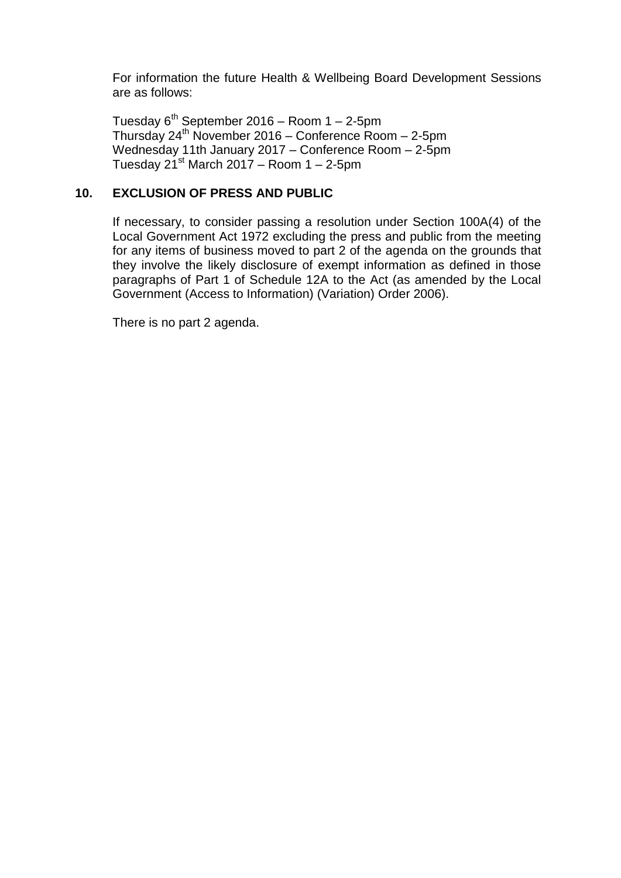For information the future Health & Wellbeing Board Development Sessions are as follows:

Tuesday 6th September 2016 – Room 1 – 2-5pm
Thursday 24th November 2016 – Conference Room – 2-5pm
Wednesday 11th January 2017 – Conference Room – 2-5pm
Tuesday 21st March 2017 – Room 1 – 2-5pm

## 10. EXCLUSION OF PRESS AND PUBLIC

If necessary, to consider passing a resolution under Section 100A(4) of the Local Government Act 1972 excluding the press and public from the meeting for any items of business moved to part 2 of the agenda on the grounds that they involve the likely disclosure of exempt information as defined in those paragraphs of Part 1 of Schedule 12A to the Act (as amended by the Local Government (Access to Information) (Variation) Order 2006).

There is no part 2 agenda.